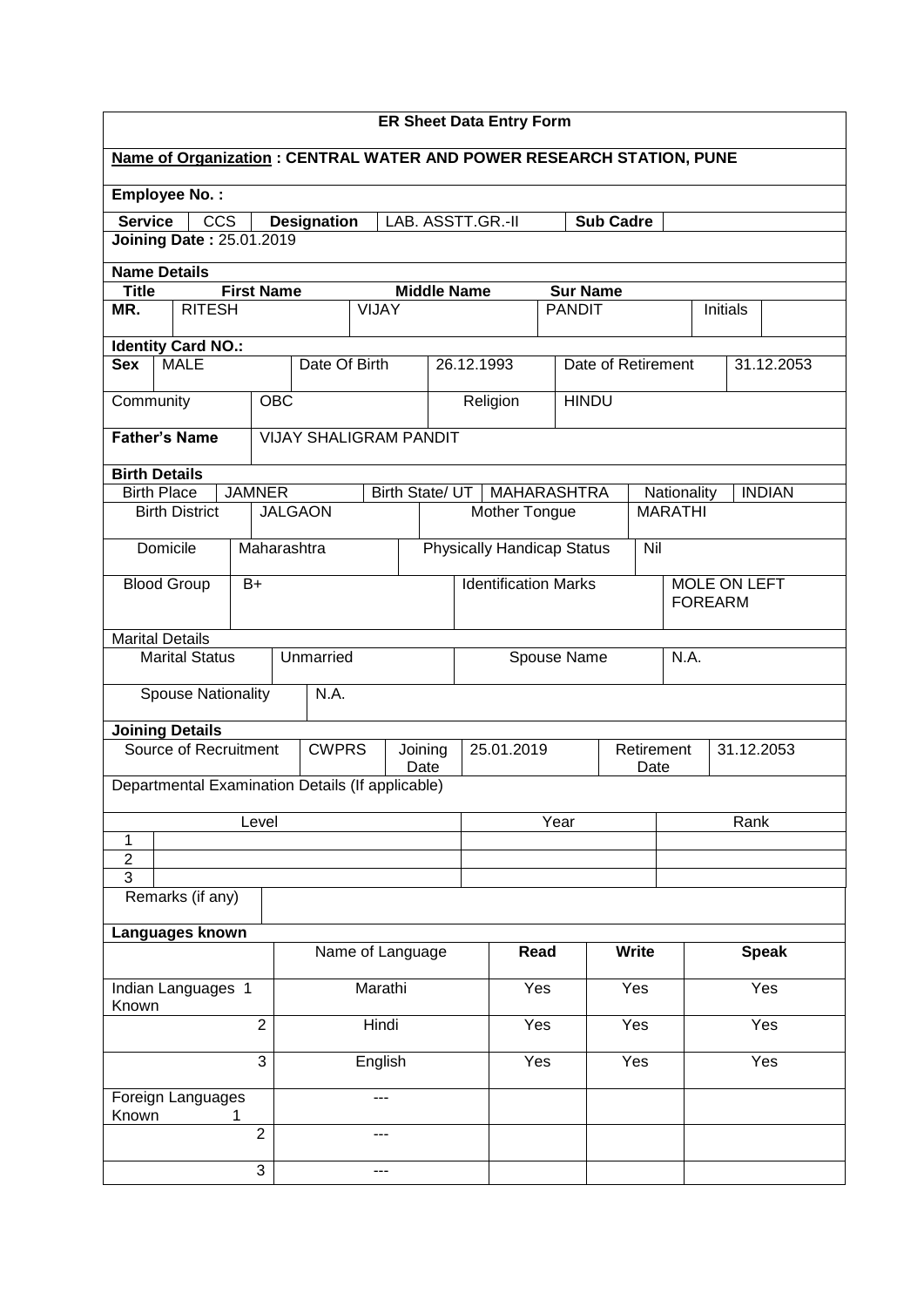# ER Sheet Data Entry Form

**Name of Organization : CENTRAL WATER AND POWER RESEARCH STATION, PUNE**

**Employee No. :**

| **Service** | CCS | **Designation** | LAB. ASSTT.GR.-II | **Sub Cadre** | |
|---|---|---|---|---|---|

**Joining Date :** 25.01.2019

**Name Details**

| **Title** | **First Name** | **Middle Name** | **Sur Name** | | |
|---|---|---|---|---|---|
| MR. | RITESH | VIJAY | PANDIT | Initials | |

**Identity Card NO.:**

| **Sex** | MALE | Date Of Birth | 26.12.1993 | Date of Retirement | 31.12.2053 |
|---|---|---|---|---|---|
| Community | OBC | | Religion | HINDU | |

| **Father's Name** | VIJAY SHALIGRAM PANDIT |
|---|---|

**Birth Details**

| Birth Place | JAMNER | Birth State/ UT | MAHARASHTRA | Nationality | INDIAN |
|---|---|---|---|---|---|
| Birth District | JALGAON | | Mother Tongue | MARATHI | |
| Domicile | Maharashtra | | Physically Handicap Status | Nil | |
| Blood Group | B+ | | Identification Marks | MOLE ON LEFT FOREARM | |

**Marital Details**

| Marital Status | Unmarried | Spouse Name | N.A. |
|---|---|---|---|
| Spouse Nationality | N.A. | | |

**Joining Details**

| Source of Recruitment | CWPRS | Joining Date | 25.01.2019 | Retirement Date | 31.12.2053 |
|---|---|---|---|---|---|

Departmental Examination Details (If applicable)

| | Level | Year | Rank |
|---|---|---|---|
| 1 | | | |
| 2 | | | |
| 3 | | | |

| Remarks (if any) | |
|---|---|

**Languages known**

| | | Name of Language | **Read** | **Write** | **Speak** |
|---|---|---|---|---|---|
| Indian Languages Known | 1 | Marathi | Yes | Yes | Yes |
| | 2 | Hindi | Yes | Yes | Yes |
| | 3 | English | Yes | Yes | Yes |
| Foreign Languages Known | 1 | --- | | | |
| | 2 | --- | | | |
| | 3 | --- | | | |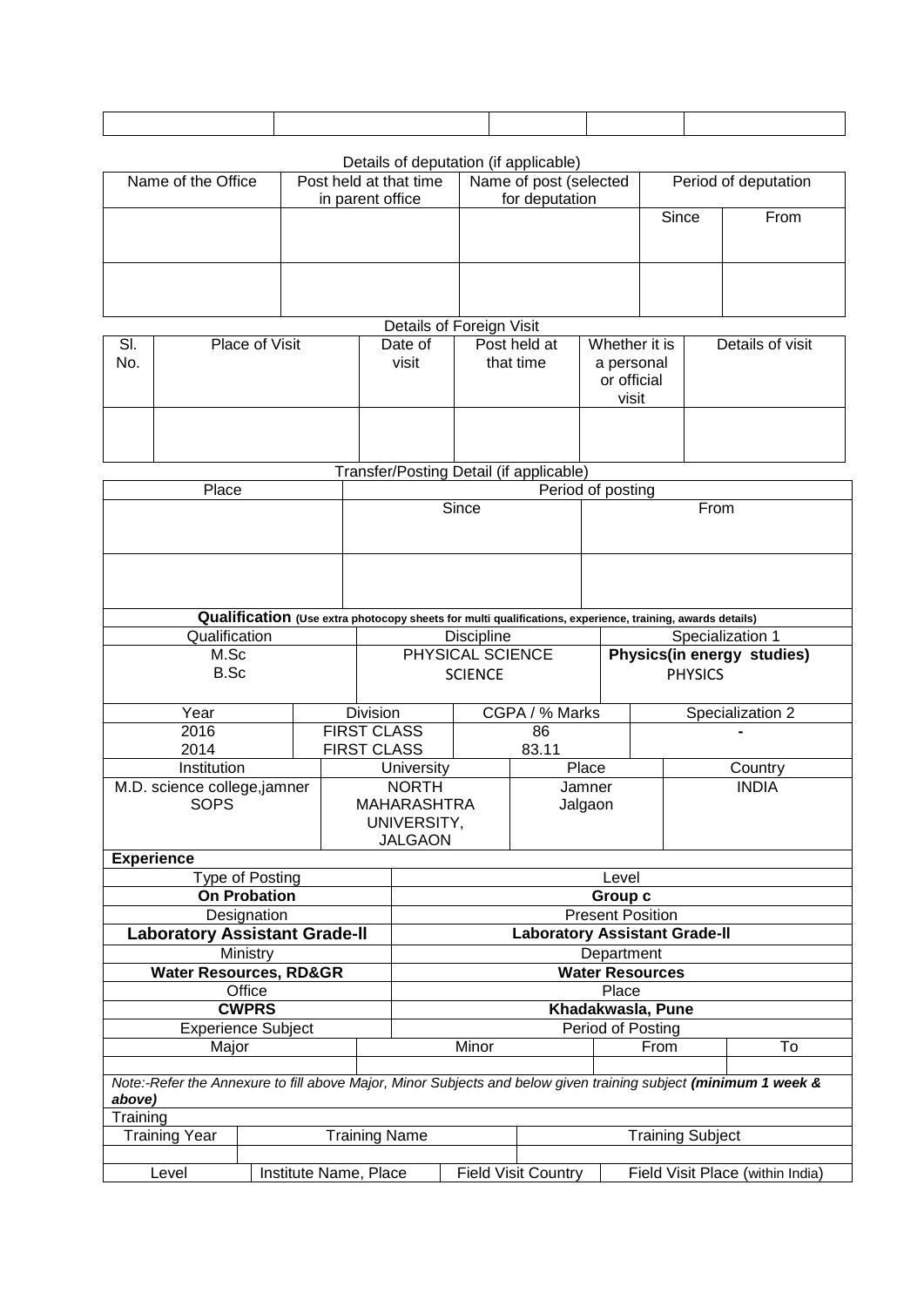| | | | | |
|---|---|---|---|---|
| | | | | |

Details of deputation (if applicable)

| Name of the Office | Post held at that time in parent office | Name of post (selected for deputation | Period of deputation | |
|---|---|---|---|---|
| | | | Since | From |
| | | | | |
| | | | | |

Details of Foreign Visit

| Sl. No. | Place of Visit | Date of visit | Post held at that time | Whether it is a personal or official visit | Details of visit |
|---|---|---|---|---|---|
| | | | | | |

Transfer/Posting Detail (if applicable)

| Place | Period of posting | |
|---|---|---|
| | Since | From |
| | | |
| | | |

**Qualification** **(Use extra photocopy sheets for multi qualifications, experience, training, awards details)**

| Qualification | Discipline | Specialization 1 |
|---|---|---|
| M.Sc<br>B.Sc | PHYSICAL SCIENCE<br>SCIENCE | **Physics(in energy studies)**<br>PHYSICS |

| Year | Division | CGPA / % Marks | Specialization 2 |
|---|---|---|---|
| 2016<br>2014 | FIRST CLASS<br>FIRST CLASS | 86<br>83.11 | - |

| Institution | University | Place | Country |
|---|---|---|---|
| M.D. science college,jamner<br>SOPS | NORTH MAHARASHTRA UNIVERSITY, JALGAON | Jamner<br>Jalgaon | INDIA |

**Experience**

| Type of Posting | Level |
|---|---|
| **On Probation** | **Group c** |
| Designation | Present Position |
| **Laboratory Assistant Grade-II** | **Laboratory Assistant Grade-II** |
| Ministry | Department |
| **Water Resources, RD&GR** | **Water Resources** |
| Office | Place |
| **CWPRS** | **Khadakwasla, Pune** |
| Experience Subject | Period of Posting |

| Major | Minor | From | To |
|---|---|---|---|
| | | | |

*Note:-Refer the Annexure to fill above Major, Minor Subjects and below given training subject **(minimum 1 week & above)***

Training

| Training Year | Training Name | Training Subject |
|---|---|---|
| | | |

| Level | Institute Name, Place | Field Visit Country | Field Visit Place (within India) |
|---|---|---|---|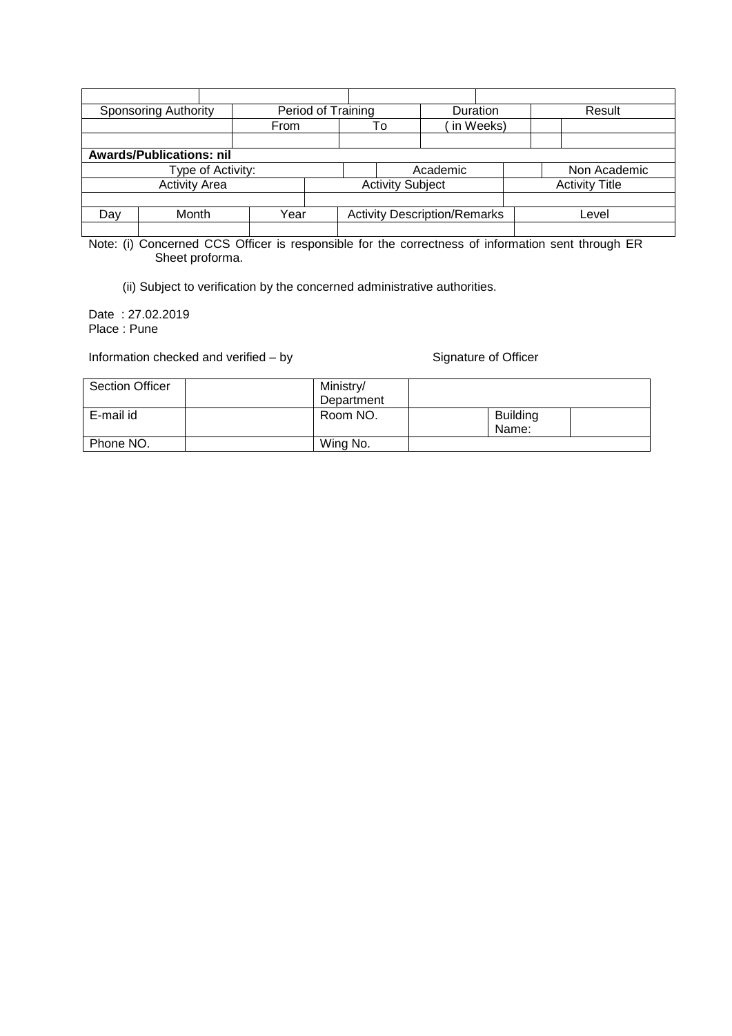| | | | | | |
|---|---|---|---|---|---|
| | | | | | |
| Sponsoring Authority | Period of Training | | Duration | | Result |
| | From | To | ( in Weeks) | | |
| | | | | | |

**Awards/Publications: nil**

| Type of Activity: | | Academic | | Non Academic |
|---|---|---|---|---|
| Activity Area | Activity Subject | | Activity Title | |
| | | | | |

| Day | Month | Year | Activity Description/Remarks | Level |
|---|---|---|---|---|
| | | | | |

Note: (i) Concerned CCS Officer is responsible for the correctness of information sent through ER Sheet proforma.

(ii) Subject to verification by the concerned administrative authorities.

Date : 27.02.2019
Place : Pune

Information checked and verified – by

Signature of Officer

| Section Officer | | Ministry/ Department | | | |
|---|---|---|---|---|---|
| E-mail id | | Room NO. | | Building Name: | |
| Phone NO. | | Wing No. | | | |